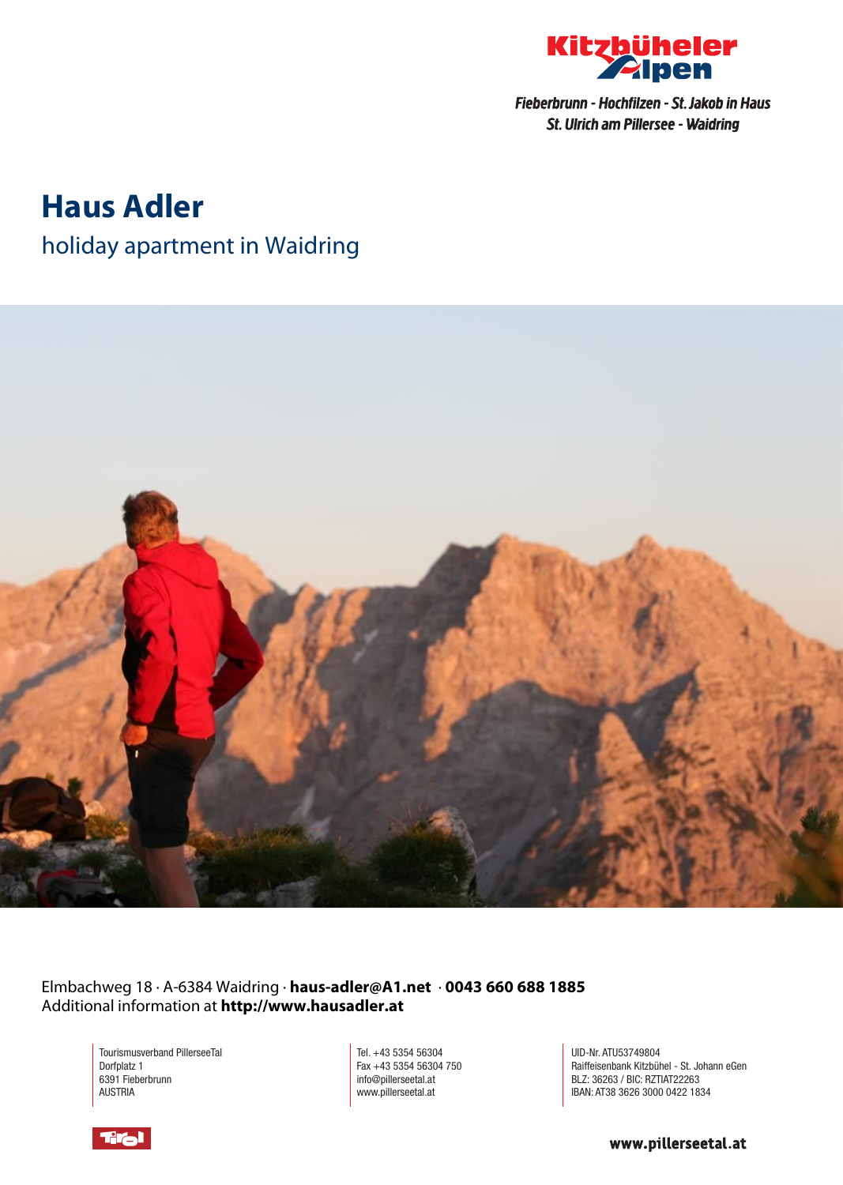Kitzbüheler Alpen

*Fieberbrunn - Hochfilzen - St. Jakob in Haus*
*St. Ulrich am Pillersee - Waidring*

# Haus Adler

## holiday apartment in Waidring

Elmbachweg 18 · A-6384 Waidring · **haus-adler@A1.net** · **0043 660 688 1885**
Additional information at **http://www.hausadler.at**

Tourismusverband PillerseeTal
Dorfplatz 1
6391 Fieberbrunn
AUSTRIA

Tel. +43 5354 56304
Fax +43 5354 56304 750
info@pillerseetal.at
www.pillerseetal.at

UID-Nr. ATU53749804
Raiffeisenbank Kitzbühel - St. Johann eGen
BLZ: 36263 / BIC: RZTIAT22263
IBAN: AT38 3626 3000 0422 1834

Tirol

**www.pillerseetal.at**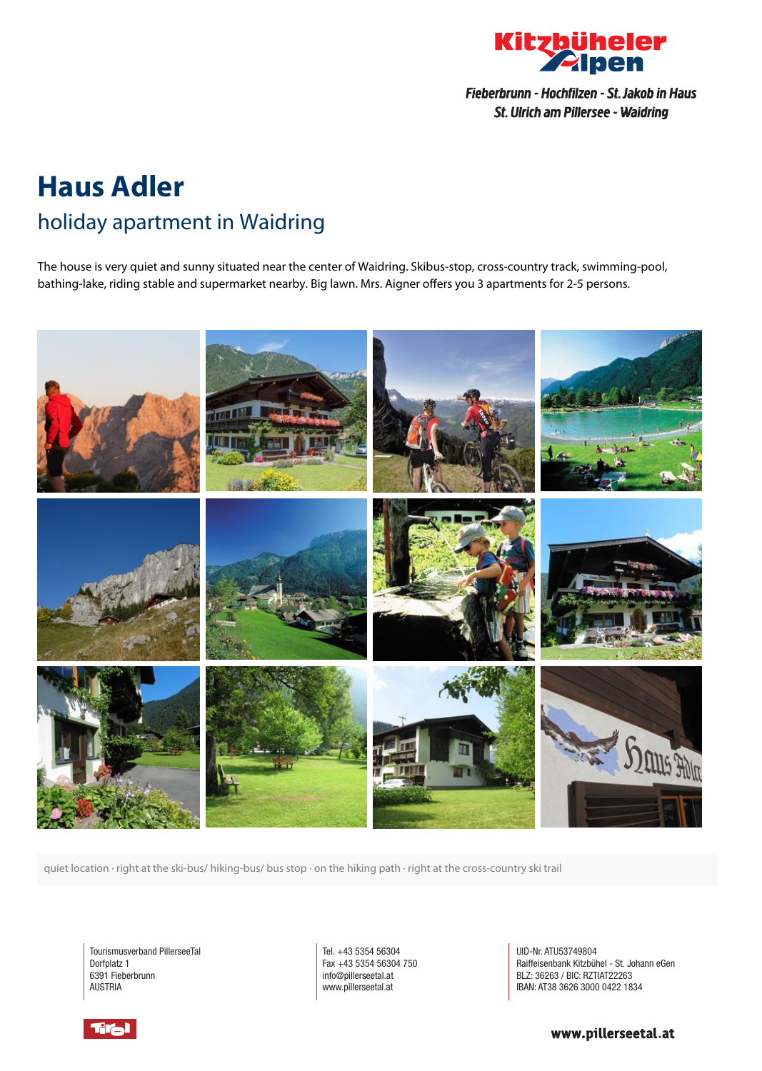Kitzbüheler Alpen

*Fieberbrunn - Hochfilzen - St. Jakob in Haus*
*St. Ulrich am Pillersee - Waidring*

# Haus Adler

## holiday apartment in Waidring

The house is very quiet and sunny situated near the center of Waidring. Skibus-stop, cross-country track, swimming-pool, bathing-lake, riding stable and supermarket nearby. Big lawn. Mrs. Aigner offers you 3 apartments for 2-5 persons.

quiet location · right at the ski-bus/ hiking-bus/ bus stop · on the hiking path · right at the cross-country ski trail

Tourismusverband PillerseeTal
Dorfplatz 1
6391 Fieberbrunn
AUSTRIA

Tel. +43 5354 56304
Fax +43 5354 56304 750
info@pillerseetal.at
www.pillerseetal.at

UID-Nr. ATU53749804
Raiffeisenbank Kitzbühel - St. Johann eGen
BLZ: 36263 / BIC: RZTIAT22263
IBAN: AT38 3626 3000 0422 1834

Tirol

www.pillerseetal.at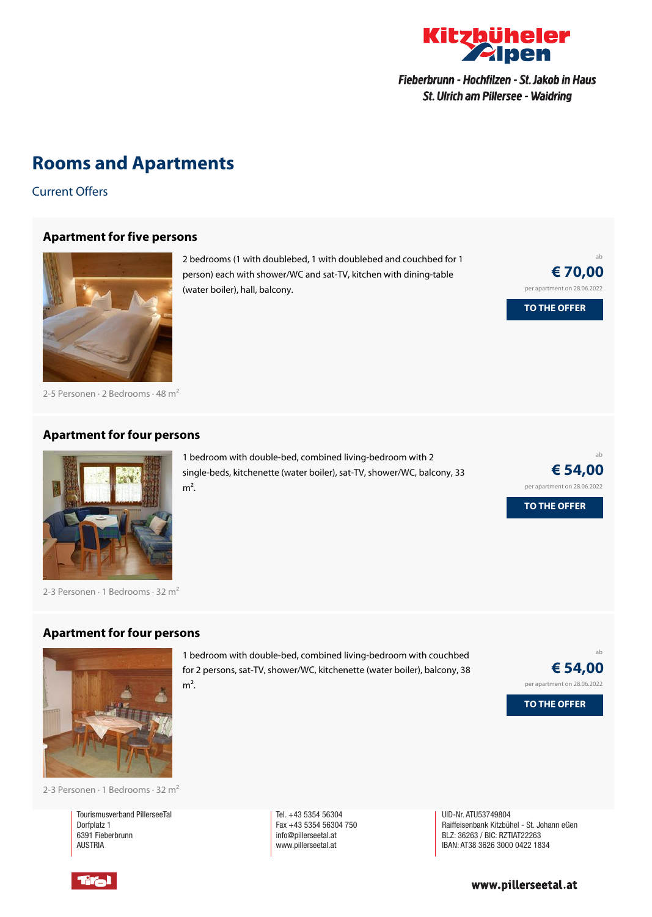# Rooms and Apartments

Current Offers

### Apartment for five persons

2 bedrooms (1 with doublebed, 1 with doublebed and couchbed for 1 person) each with shower/WC and sat-TV, kitchen with dining-table (water boiler), hall, balcony.

ab
**€ 70,00**
per apartment on 28.06.2022

TO THE OFFER

2-5 Personen · 2 Bedrooms · 48 m²

### Apartment for four persons

1 bedroom with double-bed, combined living-bedroom with 2 single-beds, kitchenette (water boiler), sat-TV, shower/WC, balcony, 33 m².

ab
**€ 54,00**
per apartment on 28.06.2022

TO THE OFFER

2-3 Personen · 1 Bedrooms · 32 m²

### Apartment for four persons

1 bedroom with double-bed, combined living-bedroom with couchbed for 2 persons, sat-TV, shower/WC, kitchenette (water boiler), balcony, 38 m².

ab
**€ 54,00**
per apartment on 28.06.2022

TO THE OFFER

2-3 Personen · 1 Bedrooms · 32 m²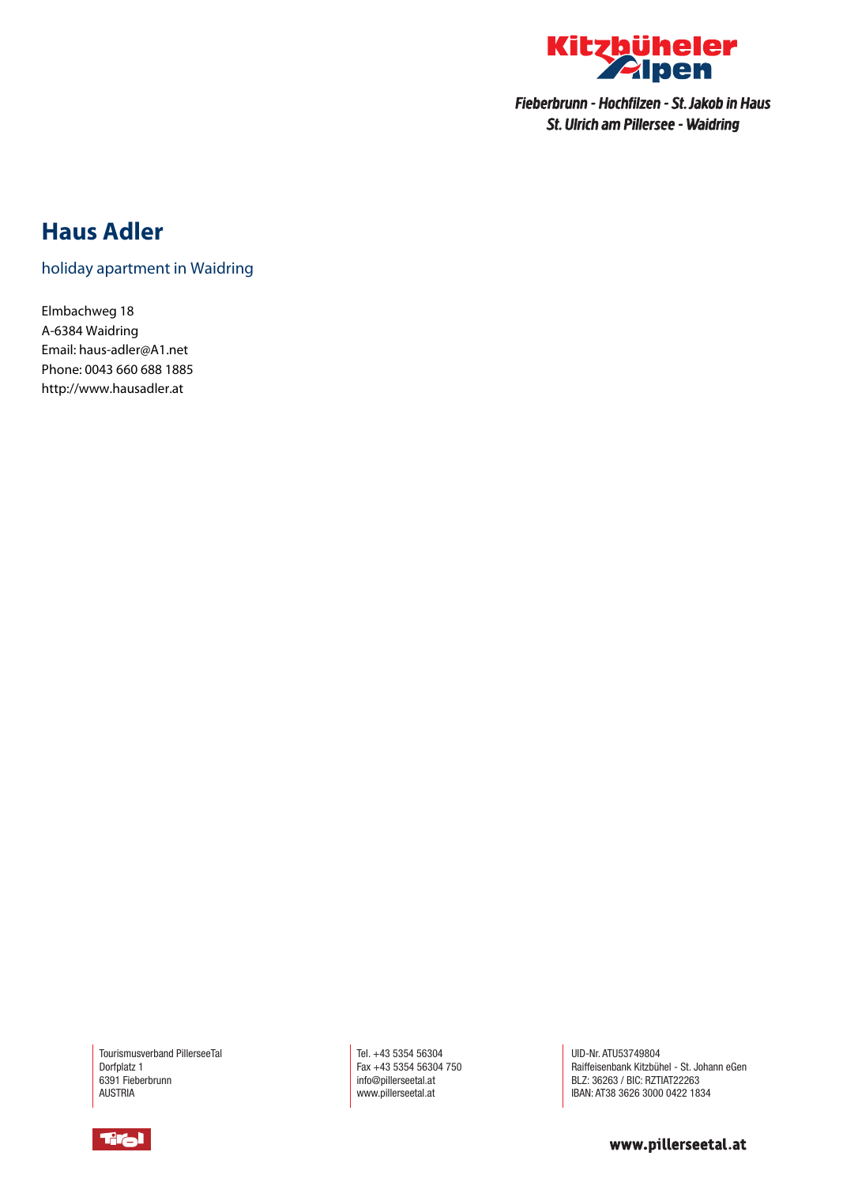Kitzbüheler Alpen

*Fieberbrunn - Hochfilzen - St. Jakob in Haus*
*St. Ulrich am Pillersee - Waidring*

# Haus Adler

holiday apartment in Waidring

Elmbachweg 18
A-6384 Waidring
Email: haus-adler@A1.net
Phone: 0043 660 688 1885
http://www.hausadler.at

Tourismusverband PillerseeTal
Dorfplatz 1
6391 Fieberbrunn
AUSTRIA

Tel. +43 5354 56304
Fax +43 5354 56304 750
info@pillerseetal.at
www.pillerseetal.at

UID-Nr. ATU53749804
Raiffeisenbank Kitzbühel - St. Johann eGen
BLZ: 36263 / BIC: RZTIAT22263
IBAN: AT38 3626 3000 0422 1834

Tirol

www.pillerseetal.at